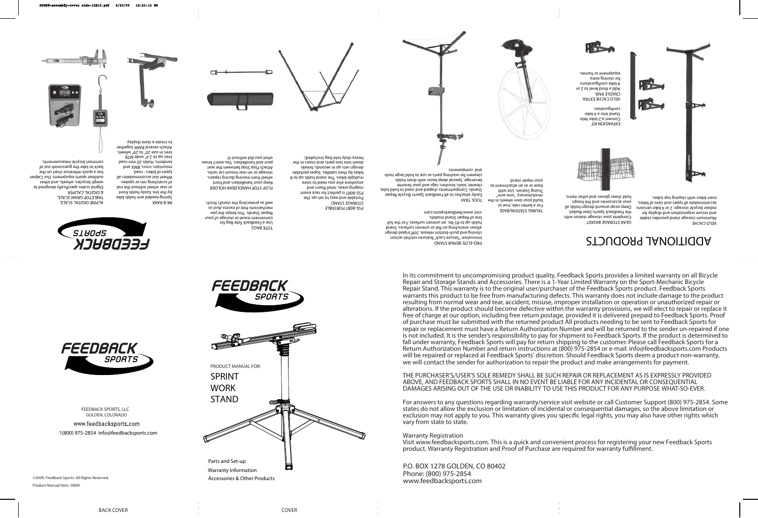# ADDITIONAL PRODUCTS

**VELO CACHE**
Aluminum storage stand provides stable and secure organization and display for indoor bicycle storage. 2 or 4 bike versions accommodate all types and sizes of bikes, even bikes with sloping top tubes.

**EXPANSION KIT**
Convert a 2-bike Velo Stand into a 4-bike configuration.

**VELO CACHE EXTRA CRADLE PAIR**
Add a third level to 2 or 4-bike configurations for storing extra equipment or frames.

**GEAR STORAGE BASKET**
Complete your storage station with the Feedback Sports Gear Basket. Deep wrap-around design holds all your accessories and the hoops hold shoes gloves and other items.

**TRUING STATION/BASE**
For a better ride, true or build your own wheels in the revolutionary, "one-arm" Truing Station. Use with base or as an attachment to your repair stand.

**PRO-ELITE REPAIR STAND**
Innovative "Secure-Lock" features ratchet-action closing and push-button release. Stiff tripod design allows wrenching on flat or uneven surfaces. Stand holds up to 85 lbs. on uneven surfaces. For the full line of Repair Stand models, visit www.feedbacksports.com

**TOOL TRAY**
Easily attaches to all Feedback Sports Bicycle Repair Stands. Compartments shaped and sized to hold lube, cleaner, tools, brushes, rags and your favorite beverage. Special deep basin with drain holds cleaners for washing parts or use to hold large tools and components.

**PSS-8OBT PORTABLE STORAGE STAND**
Portable and easy to set up, the PSS-8ORT is perfect for race event staging areas, retail floors and anywhere else you need to store multiple bikes. The stand holds up to 8 bikes by their saddles. Super portable design sets up in seconds; breaks down into two parts and stows in the heavy-duty tote bag (included).

**TOTE BAGS**
Use a Feedback Tote Bag for convenient travel or storage of your Repair Stands. This keeps the jaw mechanisms free of excess dust as well as protecting the stand's finish.

**FLOP STOP HANDLEBAR HOLDER**
Keep your handlebars and front wheel from moving during repairs, storage or on rear mount car racks. Attach Flop Stop between the seat post and handlebars. You won't know what you did without it!

**RK-8 RAKK**
Spring-loaded arm holds bike by the tire. Easily holds front or rear wheel without the risk of scratching rim or spokes. Wheel slot accommodates all types of bikes - road, mountain, cross, BMX and tandems. Holds 20 mm road tires up to 2.4" wide MTB tires in size 20" to 29" wheels. Attach several RAKK together to create a store display.

**ALPINE DIGITAL SCALE, TABLETOP GRAM SCALE, & DIGITAL CALIPER**
Digital scales specifically designed to weigh bicycles, wheels, and other outdoor sports equipment. Our Caliper has a quick reference chart on the back to take the guesswork out of common bicycle measurements.

FEEDBACK SPORTS

---

In its commitment to uncompromising product quality, Feedback Sports provides a limited warranty on all Bicycle Repair and Storage Stands and Accessories. There is a 1-Year Limited Warranty on the Sport-Mechanic Bicycle Repair Stand. This warranty is to the original user/purchaser of the Feedback Sports product. Feedback Sports warrants this product to be free from manufacturing defects. This warranty does not include damage to the product resulting from normal wear and tear, accident, misuse, improper installation or operation or unauthorized repair or alterations. If the product should become defective within the warranty provisions, we will elect to repair or replace it free of charge at our option, including free return postage, provided it is delivered prepaid to Feedback Sports. Proof of purchase must be submitted with the returned product All products needing to be sent to Feedback Sports for repair or replacement must have a Return Authorization Number and will be returned to the sender un-repaired if one is not included. It is the sender's responsibility to pay for shipment to Feedback Sports. If the product is determined to fall under warranty, Feedback Sports will pay for return shipping to the customer. Please call Feedback Sports for a Return Authorization Number and return instructions at (800) 975-2854 or e-mail: info@feedbacksports.com Products will be repaired or replaced at Feedback Sports' discretion. Should Feedback Sports deem a product non-warranty, we will contact the sender for authorization to repair the product and make arrangements for payment.

THE PURCHASER'S/USER'S SOLE REMEDY SHALL BE SUCH REPAIR OR REPLACEMENT AS IS EXPRESSLY PROVIDED ABOVE, AND FEEDBACK SPORTS SHALL IN NO EVENT BE LIABLE FOR ANY INCIDENTAL OR CONSEQUENTIAL DAMAGES ARISING OUT OF THE USE OR INABILITY TO USE THIS PRODUCT FOR ANY PURPOSE WHAT-SO-EVER.

For answers to any questions regarding warranty/service visit website or call Customer Support (800) 975-2854. Some states do not allow the exclusion or limitation of incidental or consequential damages, so the above limitation or exclusion may not apply to you. This warranty gives you specific legal rights, you may also have other rights which vary from state to state.

Warranty Registration
Visit www.feedbacksports.com. This is a quick and convenient process for registering your new Feedback Sports product. Warranty Registration and Proof of Purchase are required for warranty fulfillment.

P.O. BOX 1278 GOLDEN, CO 80402
Phone: (800) 975-2854
www.feedbacksports.com

---

FEEDBACK SPORTS

FEEDBACK SPORTS, LLC
GOLDEN, COLORADO
www.feedbacksports.com
1(800) 975-2854 info@feedbacksports.com

©2009, Feedback Sports. All Rights Reserved.
Product Manual Item: SM09

BACK COVER

---

FEEDBACK SPORTS

PRODUCT MANUAL FOR:

# SPRINT WORK STAND

Parts and Set-up
Warranty Information
Accessories & Other Products

COVER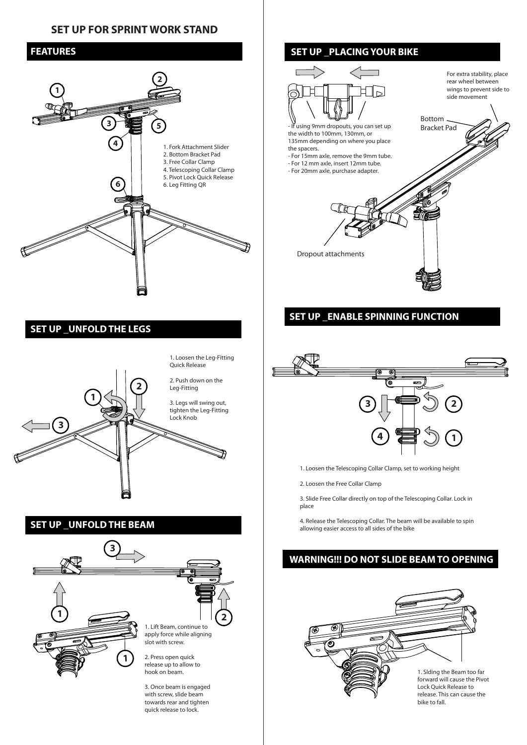# SET UP FOR SPRINT WORK STAND

## FEATURES

1. Fork Attachment Slider
2. Bottom Bracket Pad
3. Free Collar Clamp
4. Telescoping Collar Clamp
5. Pivot Lock Quick Release
6. Leg Fitting QR

## SET UP _UNFOLD THE LEGS

1. Loosen the Leg-Fitting Quick Release

2. Push down on the Leg-Fitting

3. Legs will swing out, tighten the Leg-Fitting Lock Knob

## SET UP _UNFOLD THE BEAM

1. Lift Beam, continue to apply force while aligning slot with screw.

2. Press open quick release up to allow to hook on beam.

3. Once beam is engaged with screw, slide beam towards rear and tighten quick release to lock.

## SET UP _PLACING YOUR BIKE

- If using 9mm dropouts, you can set up the width to 100mm, 130mm, or 135mm depending on where you place the spacers.
- For 15mm axle, remove the 9mm tube.
- For 12 mm axle, insert 12mm tube.
- For 20mm axle, purchase adapter.

For extra stability, place rear wheel between wings to prevent side to side movement

Bottom Bracket Pad

Dropout attachments

## SET UP _ENABLE SPINNING FUNCTION

1. Loosen the Telescoping Collar Clamp, set to working height

2. Loosen the Free Collar Clamp

3. Slide Free Collar directly on top of the Telescoping Collar. Lock in place

4. Release the Telescoping Collar. The beam will be available to spin allowing easier access to all sides of the bike

## WARNING!!! DO NOT SLIDE BEAM TO OPENING

1. Slding the Beam too far forward will cause the Pivot Lock Quick Release to release. This can cause the bike to fall.